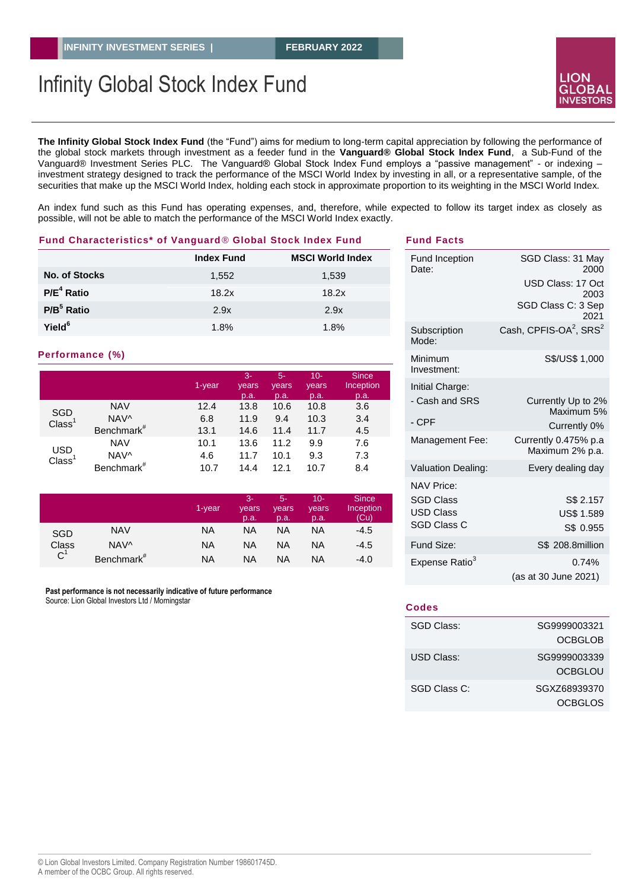INFINITY INVESTMENT SERIES | FEBRUARY 2022

# Infinity Global Stock Index Fund

LION GLOBAL INVESTORS

**The Infinity Global Stock Index Fund** (the "Fund") aims for medium to long-term capital appreciation by following the performance of the global stock markets through investment as a feeder fund in the **Vanguard® Global Stock Index Fund**, a Sub-Fund of the Vanguard® Investment Series PLC. The Vanguard® Global Stock Index Fund employs a "passive management" - or indexing – investment strategy designed to track the performance of the MSCI World Index by investing in all, or a representative sample, of the securities that make up the MSCI World Index, holding each stock in approximate proportion to its weighting in the MSCI World Index.

An index fund such as this Fund has operating expenses, and, therefore, while expected to follow its target index as closely as possible, will not be able to match the performance of the MSCI World Index exactly.

## Fund Characteristics* of Vanguard® Global Stock Index Fund

| | Index Fund | MSCI World Index |
|---|---|---|
| **No. of Stocks** | 1,552 | 1,539 |
| **P/E[4] Ratio** | 18.2x | 18.2x |
| **P/B[5] Ratio** | 2.9x | 2.9x |
| **Yield[6]** | 1.8% | 1.8% |

## Performance (%)

| | | 1-year | 3-years p.a. | 5-years p.a. | 10-years p.a. | Since Inception p.a. |
|---|---|---|---|---|---|---|
| SGD Class[1] | NAV | 12.4 | 13.8 | 10.6 | 10.8 | 3.6 |
| | NAV^ | 6.8 | 11.9 | 9.4 | 10.3 | 3.4 |
| | Benchmark# | 13.1 | 14.6 | 11.4 | 11.7 | 4.5 |
| USD Class[1] | NAV | 10.1 | 13.6 | 11.2 | 9.9 | 7.6 |
| | NAV^ | 4.6 | 11.7 | 10.1 | 9.3 | 7.3 |
| | Benchmark# | 10.7 | 14.4 | 12.1 | 10.7 | 8.4 |

| | | 1-year | 3-years p.a. | 5-years p.a. | 10-years p.a. | Since Inception (Cu) |
|---|---|---|---|---|---|---|
| SGD Class C[1] | NAV | NA | NA | NA | NA | -4.5 |
| | NAV^ | NA | NA | NA | NA | -4.5 |
| | Benchmark# | NA | NA | NA | NA | -4.0 |

**Past performance is not necessarily indicative of future performance**
Source: Lion Global Investors Ltd / Morningstar

## Fund Facts

| | |
|---|---|
| Fund Inception Date: | SGD Class: 31 May 2000<br>USD Class: 17 Oct 2003<br>SGD Class C: 3 Sep 2021 |
| Subscription Mode: | Cash, CPFIS-OA[2], SRS[2] |
| Minimum Investment: | S$/US$ 1,000 |
| Initial Charge: | |
| - Cash and SRS | Currently Up to 2%<br>Maximum 5% |
| - CPF | Currently 0% |
| Management Fee: | Currently 0.475% p.a<br>Maximum 2% p.a. |
| Valuation Dealing: | Every dealing day |
| NAV Price: | |
| SGD Class | S$ 2.157 |
| USD Class | US$ 1.589 |
| SGD Class C | S$ 0.955 |
| Fund Size: | S$ 208.8million |
| Expense Ratio[3] | 0.74%<br>(as at 30 June 2021) |

## Codes

| | |
|---|---|
| SGD Class: | SG9999003321<br>OCBGLOB |
| USD Class: | SG9999003339<br>OCBGLOU |
| SGD Class C: | SGXZ68939370<br>OCBGLOS |

© Lion Global Investors Limited. Company Registration Number 198601745D.
A member of the OCBC Group. All rights reserved.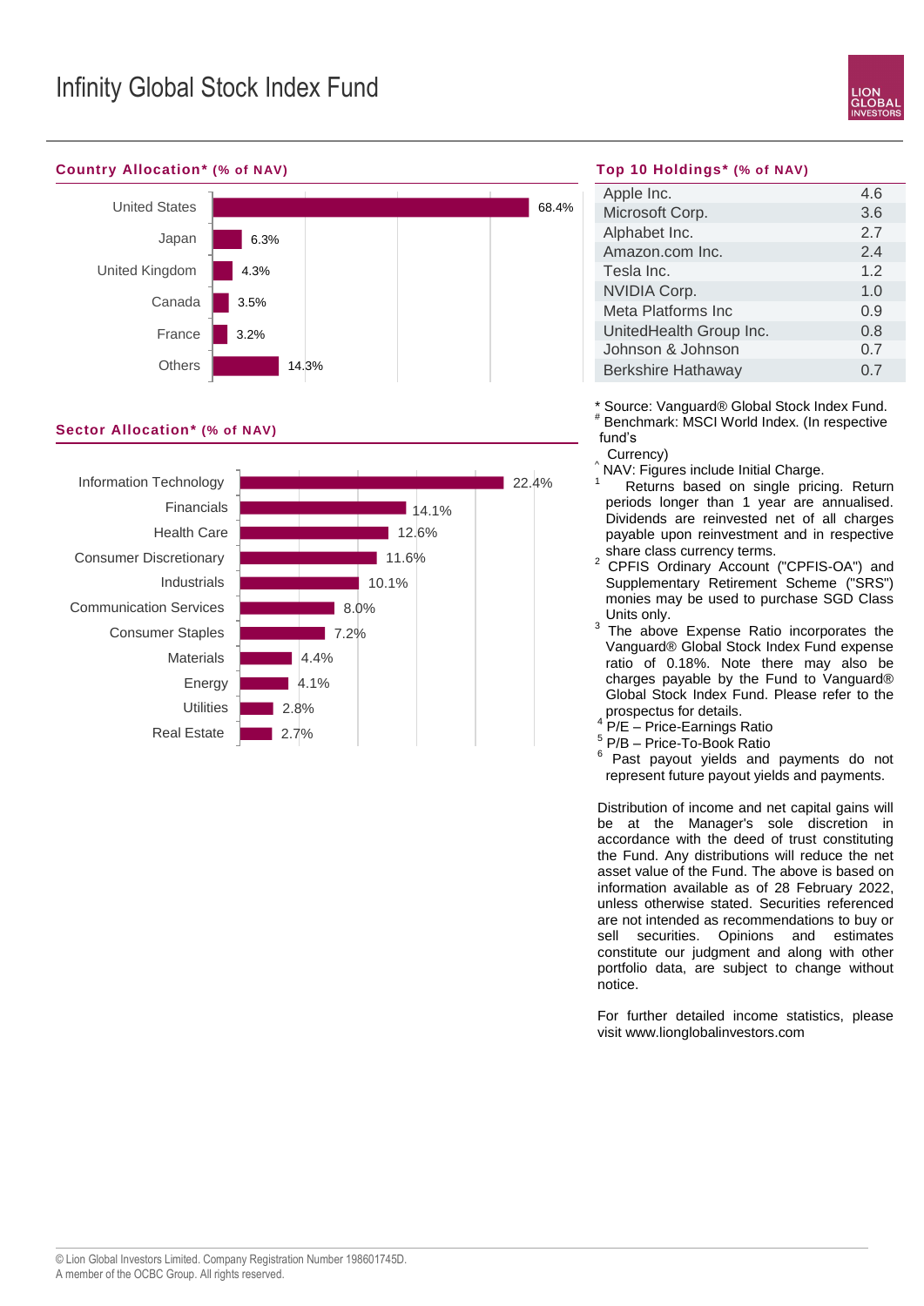# Infinity Global Stock Index Fund

## Country Allocation* (% of NAV)

| Country | % of NAV |
|---|---|
| United States | 68.4% |
| Japan | 6.3% |
| United Kingdom | 4.3% |
| Canada | 3.5% |
| France | 3.2% |
| Others | 14.3% |

## Sector Allocation* (% of NAV)

| Sector | % of NAV |
|---|---|
| Information Technology | 22.4% |
| Financials | 14.1% |
| Health Care | 12.6% |
| Consumer Discretionary | 11.6% |
| Industrials | 10.1% |
| Communication Services | 8.0% |
| Consumer Staples | 7.2% |
| Materials | 4.4% |
| Energy | 4.1% |
| Utilities | 2.8% |
| Real Estate | 2.7% |

## Top 10 Holdings* (% of NAV)

| Holding | % of NAV |
|---|---|
| Apple Inc. | 4.6 |
| Microsoft Corp. | 3.6 |
| Alphabet Inc. | 2.7 |
| Amazon.com Inc. | 2.4 |
| Tesla Inc. | 1.2 |
| NVIDIA Corp. | 1.0 |
| Meta Platforms Inc | 0.9 |
| UnitedHealth Group Inc. | 0.8 |
| Johnson & Johnson | 0.7 |
| Berkshire Hathaway | 0.7 |

* Source: Vanguard® Global Stock Index Fund.

# Benchmark: MSCI World Index. (In respective fund's Currency)

^ NAV: Figures include Initial Charge.

[1] Returns based on single pricing. Return periods longer than 1 year are annualised. Dividends are reinvested net of all charges payable upon reinvestment and in respective share class currency terms.

[2] CPFIS Ordinary Account ("CPFIS-OA") and Supplementary Retirement Scheme ("SRS") monies may be used to purchase SGD Class Units only.

[3] The above Expense Ratio incorporates the Vanguard® Global Stock Index Fund expense ratio of 0.18%. Note there may also be charges payable by the Fund to Vanguard® Global Stock Index Fund. Please refer to the prospectus for details.

[4] P/E – Price-Earnings Ratio

[5] P/B – Price-To-Book Ratio

[6] Past payout yields and payments do not represent future payout yields and payments.

Distribution of income and net capital gains will be at the Manager's sole discretion in accordance with the deed of trust constituting the Fund. Any distributions will reduce the net asset value of the Fund. The above is based on information available as of 28 February 2022, unless otherwise stated. Securities referenced are not intended as recommendations to buy or sell securities. Opinions and estimates constitute our judgment and along with other portfolio data, are subject to change without notice.

For further detailed income statistics, please visit www.lionglobalinvestors.com

© Lion Global Investors Limited. Company Registration Number 198601745D.
A member of the OCBC Group. All rights reserved.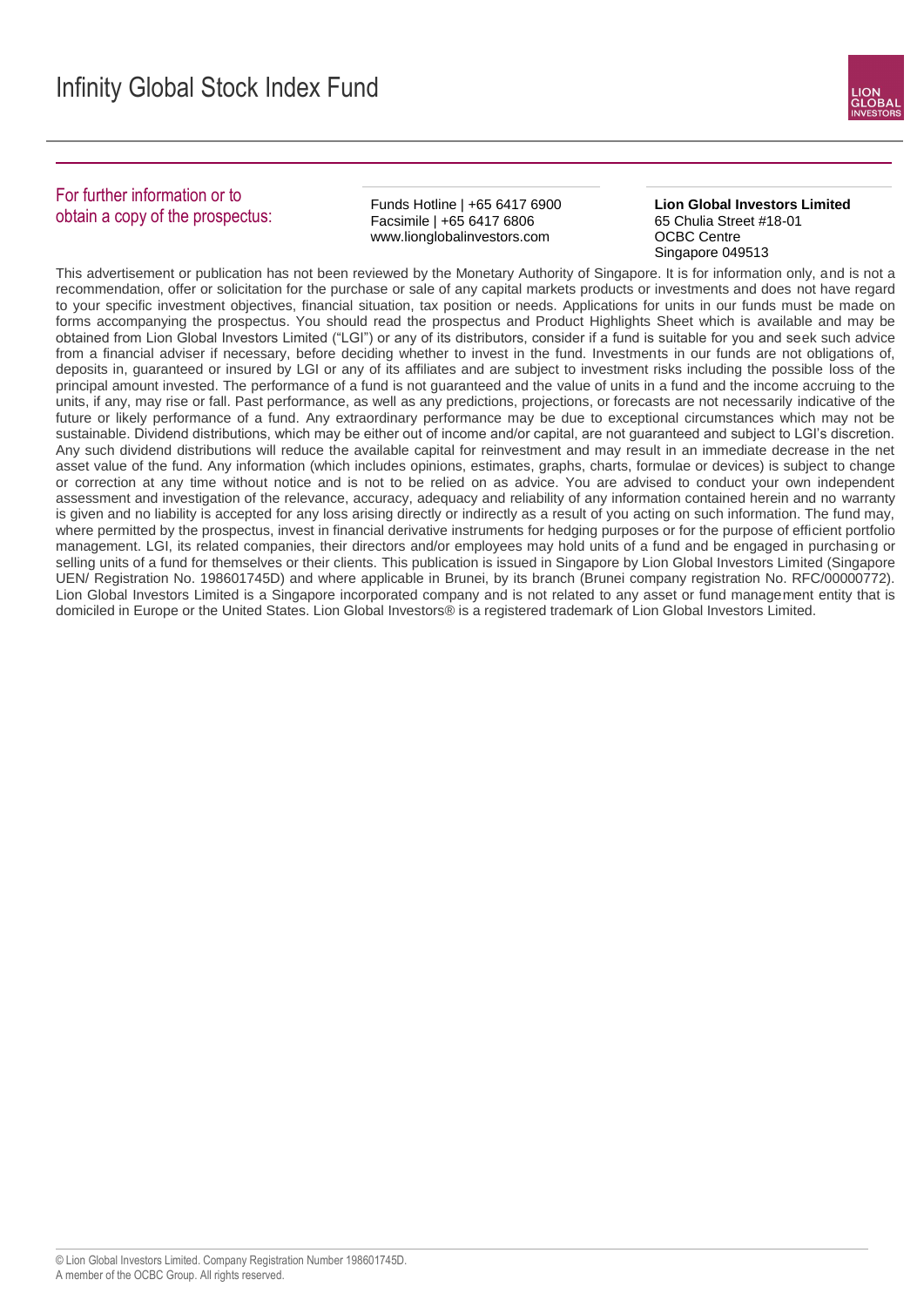For further information or to obtain a copy of the prospectus:

Funds Hotline | +65 6417 6900
Facsimile | +65 6417 6806
www.lionglobalinvestors.com

**Lion Global Investors Limited**
65 Chulia Street #18-01
OCBC Centre
Singapore 049513

This advertisement or publication has not been reviewed by the Monetary Authority of Singapore. It is for information only, and is not a recommendation, offer or solicitation for the purchase or sale of any capital markets products or investments and does not have regard to your specific investment objectives, financial situation, tax position or needs. Applications for units in our funds must be made on forms accompanying the prospectus. You should read the prospectus and Product Highlights Sheet which is available and may be obtained from Lion Global Investors Limited ("LGI") or any of its distributors, consider if a fund is suitable for you and seek such advice from a financial adviser if necessary, before deciding whether to invest in the fund. Investments in our funds are not obligations of, deposits in, guaranteed or insured by LGI or any of its affiliates and are subject to investment risks including the possible loss of the principal amount invested. The performance of a fund is not guaranteed and the value of units in a fund and the income accruing to the units, if any, may rise or fall. Past performance, as well as any predictions, projections, or forecasts are not necessarily indicative of the future or likely performance of a fund. Any extraordinary performance may be due to exceptional circumstances which may not be sustainable. Dividend distributions, which may be either out of income and/or capital, are not guaranteed and subject to LGI's discretion. Any such dividend distributions will reduce the available capital for reinvestment and may result in an immediate decrease in the net asset value of the fund. Any information (which includes opinions, estimates, graphs, charts, formulae or devices) is subject to change or correction at any time without notice and is not to be relied on as advice. You are advised to conduct your own independent assessment and investigation of the relevance, accuracy, adequacy and reliability of any information contained herein and no warranty is given and no liability is accepted for any loss arising directly or indirectly as a result of you acting on such information. The fund may, where permitted by the prospectus, invest in financial derivative instruments for hedging purposes or for the purpose of efficient portfolio management. LGI, its related companies, their directors and/or employees may hold units of a fund and be engaged in purchasing or selling units of a fund for themselves or their clients. This publication is issued in Singapore by Lion Global Investors Limited (Singapore UEN/ Registration No. 198601745D) and where applicable in Brunei, by its branch (Brunei company registration No. RFC/00000772). Lion Global Investors Limited is a Singapore incorporated company and is not related to any asset or fund management entity that is domiciled in Europe or the United States. Lion Global Investors® is a registered trademark of Lion Global Investors Limited.